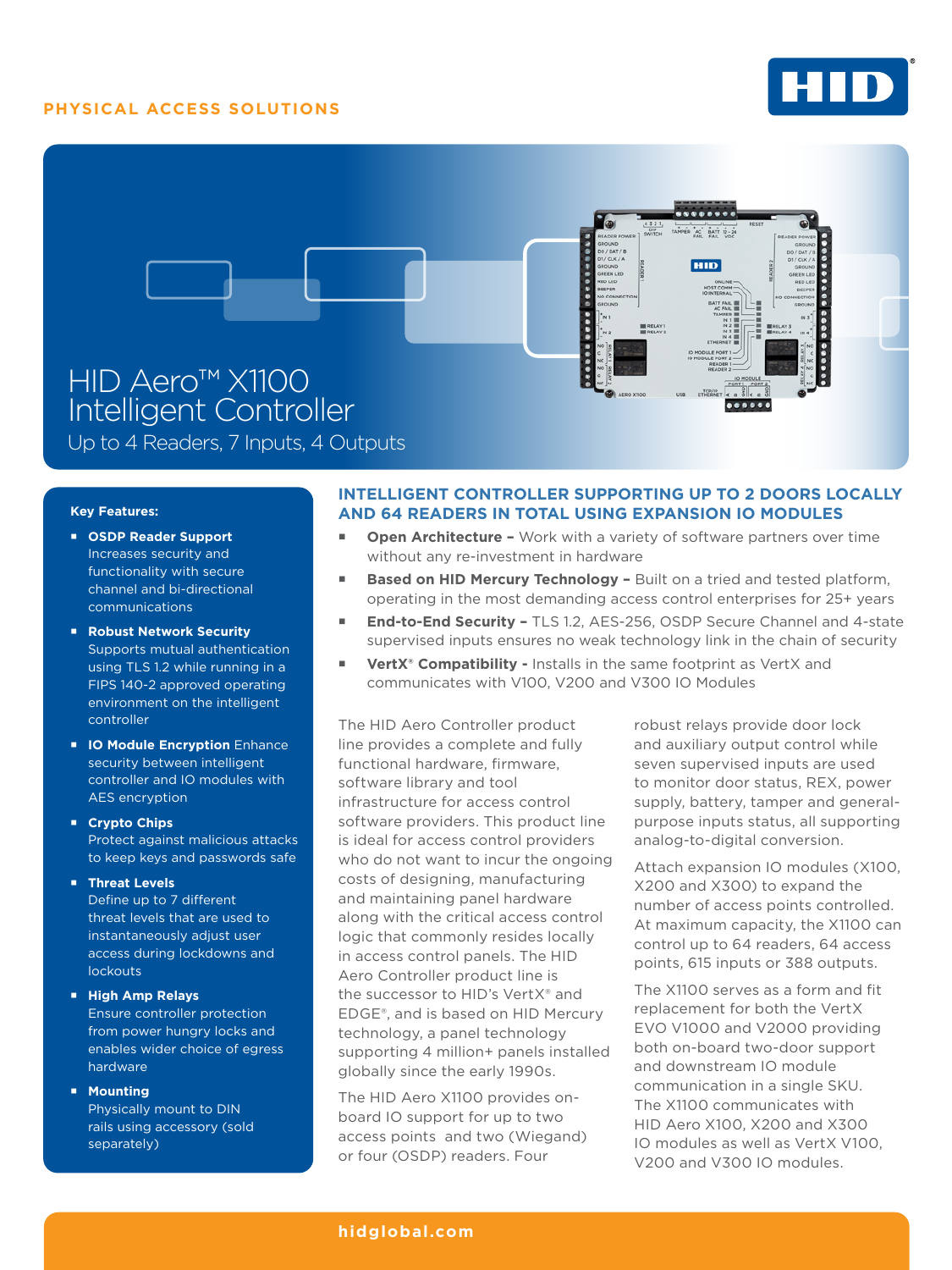PHYSICAL ACCESS SOLUTIONS

# HID Aero™ X1100 Intelligent Controller

Up to 4 Readers, 7 Inputs, 4 Outputs

**Key Features:**

- **OSDP Reader Support** Increases security and functionality with secure channel and bi-directional communications
- **Robust Network Security** Supports mutual authentication using TLS 1.2 while running in a FIPS 140-2 approved operating environment on the intelligent controller
- **IO Module Encryption** Enhance security between intelligent controller and IO modules with AES encryption
- **Crypto Chips** Protect against malicious attacks to keep keys and passwords safe
- **Threat Levels** Define up to 7 different threat levels that are used to instantaneously adjust user access during lockdowns and lockouts
- **High Amp Relays** Ensure controller protection from power hungry locks and enables wider choice of egress hardware
- **Mounting** Physically mount to DIN rails using accessory (sold separately)

## INTELLIGENT CONTROLLER SUPPORTING UP TO 2 DOORS LOCALLY AND 64 READERS IN TOTAL USING EXPANSION IO MODULES

- **Open Architecture –** Work with a variety of software partners over time without any re-investment in hardware
- **Based on HID Mercury Technology –** Built on a tried and tested platform, operating in the most demanding access control enterprises for 25+ years
- **End-to-End Security –** TLS 1.2, AES-256, OSDP Secure Channel and 4-state supervised inputs ensures no weak technology link in the chain of security
- **VertX® Compatibility -** Installs in the same footprint as VertX and communicates with V100, V200 and V300 IO Modules

The HID Aero Controller product line provides a complete and fully functional hardware, firmware, software library and tool infrastructure for access control software providers. This product line is ideal for access control providers who do not want to incur the ongoing costs of designing, manufacturing and maintaining panel hardware along with the critical access control logic that commonly resides locally in access control panels. The HID Aero Controller product line is the successor to HID's VertX® and EDGE®, and is based on HID Mercury technology, a panel technology supporting 4 million+ panels installed globally since the early 1990s.

The HID Aero X1100 provides on-board IO support for up to two access points and two (Wiegand) or four (OSDP) readers. Four robust relays provide door lock and auxiliary output control while seven supervised inputs are used to monitor door status, REX, power supply, battery, tamper and general-purpose inputs status, all supporting analog-to-digital conversion.

Attach expansion IO modules (X100, X200 and X300) to expand the number of access points controlled. At maximum capacity, the X1100 can control up to 64 readers, 64 access points, 615 inputs or 388 outputs.

The X1100 serves as a form and fit replacement for both the VertX EVO V1000 and V2000 providing both on-board two-door support and downstream IO module communication in a single SKU. The X1100 communicates with HID Aero X100, X200 and X300 IO modules as well as VertX V100, V200 and V300 IO modules.

hidglobal.com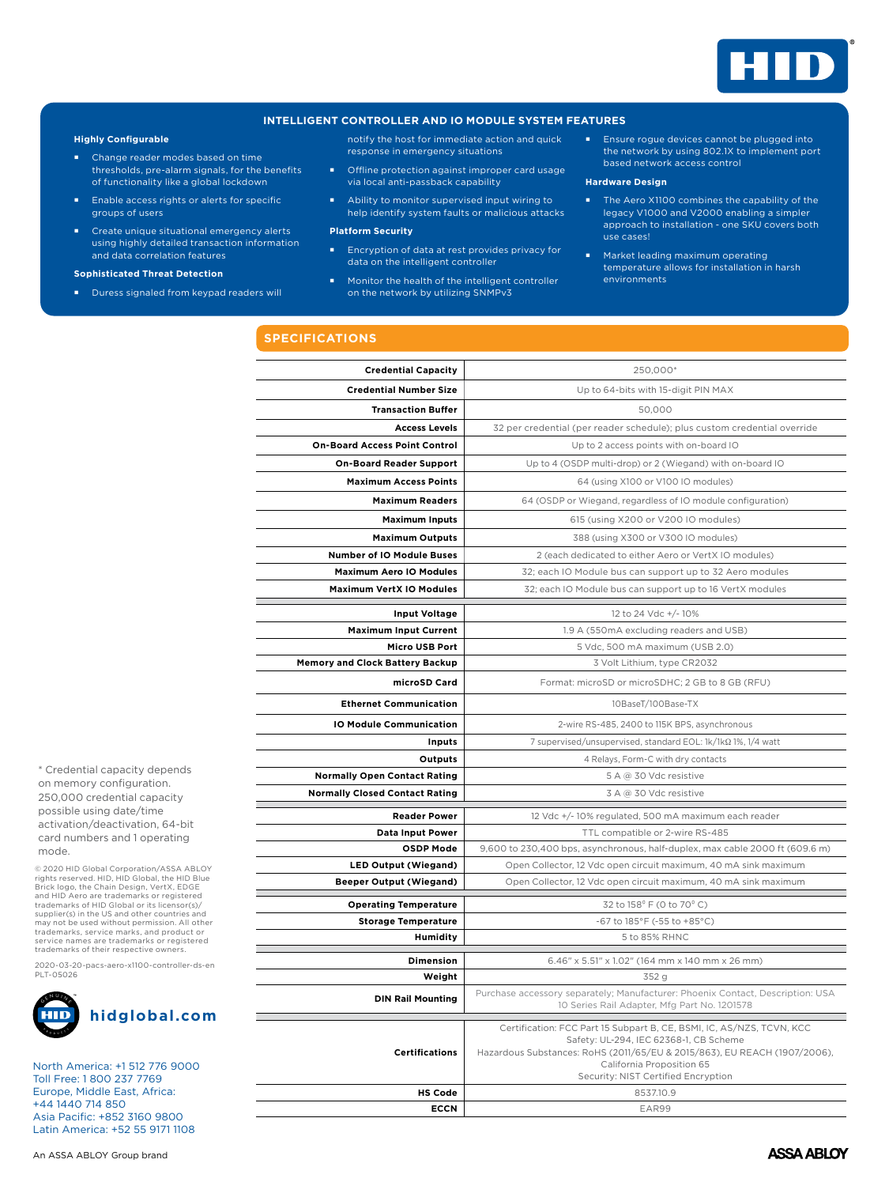## INTELLIGENT CONTROLLER AND IO MODULE SYSTEM FEATURES

**Highly Configurable**

- Change reader modes based on time thresholds, pre-alarm signals, for the benefits of functionality like a global lockdown
- Enable access rights or alerts for specific groups of users
- Create unique situational emergency alerts using highly detailed transaction information and data correlation features

**Sophisticated Threat Detection**

- Duress signaled from keypad readers will notify the host for immediate action and quick response in emergency situations
- Offline protection against improper card usage via local anti-passback capability
- Ability to monitor supervised input wiring to help identify system faults or malicious attacks

**Platform Security**

- Encryption of data at rest provides privacy for data on the intelligent controller
- Monitor the health of the intelligent controller on the network by utilizing SNMPv3
- Ensure rogue devices cannot be plugged into the network by using 802.1X to implement port based network access control

**Hardware Design**

- The Aero X1100 combines the capability of the legacy V1000 and V2000 enabling a simpler approach to installation - one SKU covers both use cases!
- Market leading maximum operating temperature allows for installation in harsh environments

## SPECIFICATIONS

| | |
|---|---|
| **Credential Capacity** | 250,000* |
| **Credential Number Size** | Up to 64-bits with 15-digit PIN MAX |
| **Transaction Buffer** | 50,000 |
| **Access Levels** | 32 per credential (per reader schedule); plus custom credential override |
| **On-Board Access Point Control** | Up to 2 access points with on-board IO |
| **On-Board Reader Support** | Up to 4 (OSDP multi-drop) or 2 (Wiegand) with on-board IO |
| **Maximum Access Points** | 64 (using X100 or V100 IO modules) |
| **Maximum Readers** | 64 (OSDP or Wiegand, regardless of IO module configuration) |
| **Maximum Inputs** | 615 (using X200 or V200 IO modules) |
| **Maximum Outputs** | 388 (using X300 or V300 IO modules) |
| **Number of IO Module Buses** | 2 (each dedicated to either Aero or VertX IO modules) |
| **Maximum Aero IO Modules** | 32; each IO Module bus can support up to 32 Aero modules |
| **Maximum VertX IO Modules** | 32; each IO Module bus can support up to 16 VertX modules |
| **Input Voltage** | 12 to 24 Vdc +/- 10% |
| **Maximum Input Current** | 1.9 A (550mA excluding readers and USB) |
| **Micro USB Port** | 5 Vdc, 500 mA maximum (USB 2.0) |
| **Memory and Clock Battery Backup** | 3 Volt Lithium, type CR2032 |
| **microSD Card** | Format: microSD or microSDHC; 2 GB to 8 GB (RFU) |
| **Ethernet Communication** | 10BaseT/100Base-TX |
| **IO Module Communication** | 2-wire RS-485, 2400 to 115K BPS, asynchronous |
| **Inputs** | 7 supervised/unsupervised, standard EOL: 1k/1kΩ 1%, 1/4 watt |
| **Outputs** | 4 Relays, Form-C with dry contacts |
| **Normally Open Contact Rating** | 5 A @ 30 Vdc resistive |
| **Normally Closed Contact Rating** | 3 A @ 30 Vdc resistive |
| **Reader Power** | 12 Vdc +/- 10% regulated, 500 mA maximum each reader |
| **Data Input Power** | TTL compatible or 2-wire RS-485 |
| **OSDP Mode** | 9,600 to 230,400 bps, asynchronous, half-duplex, max cable 2000 ft (609.6 m) |
| **LED Output (Wiegand)** | Open Collector, 12 Vdc open circuit maximum, 40 mA sink maximum |
| **Beeper Output (Wiegand)** | Open Collector, 12 Vdc open circuit maximum, 40 mA sink maximum |
| **Operating Temperature** | 32 to 158° F (0 to 70° C) |
| **Storage Temperature** | -67 to 185°F (-55 to +85°C) |
| **Humidity** | 5 to 85% RHNC |
| **Dimension** | 6.46" x 5.51" x 1.02" (164 mm x 140 mm x 26 mm) |
| **Weight** | 352 g |
| **DIN Rail Mounting** | Purchase accessory separately; Manufacturer: Phoenix Contact, Description: USA 10 Series Rail Adapter, Mfg Part No. 1201578 |
| **Certifications** | Certification: FCC Part 15 Subpart B, CE, BSMI, IC, AS/NZS, TCVN, KCC<br>Safety: UL-294, IEC 62368-1, CB Scheme<br>Hazardous Substances: RoHS (2011/65/EU & 2015/863), EU REACH (1907/2006), California Proposition 65<br>Security: NIST Certified Encryption |
| **HS Code** | 8537.10.9 |
| **ECCN** | EAR99 |

* Credential capacity depends on memory configuration. 250,000 credential capacity possible using date/time activation/deactivation, 64-bit card numbers and 1 operating mode.

© 2020 HID Global Corporation/ASSA ABLOY rights reserved. HID, HID Global, the HID Blue Brick logo, the Chain Design, VertX, EDGE and HID Aero are trademarks or registered trademarks of HID Global or its licensor(s)/supplier(s) in the US and other countries and may not be used without permission. All other trademarks, service marks, and product or service names are trademarks or registered trademarks of their respective owners.

2020-03-20-pacs-aero-x1100-controller-ds-en
PLT-05026

**hidglobal.com**

North America: +1 512 776 9000
Toll Free: 1 800 237 7769
Europe, Middle East, Africa: +44 1440 714 850
Asia Pacific: +852 3160 9800
Latin America: +52 55 9171 1108

An ASSA ABLOY Group brand

ASSA ABLOY